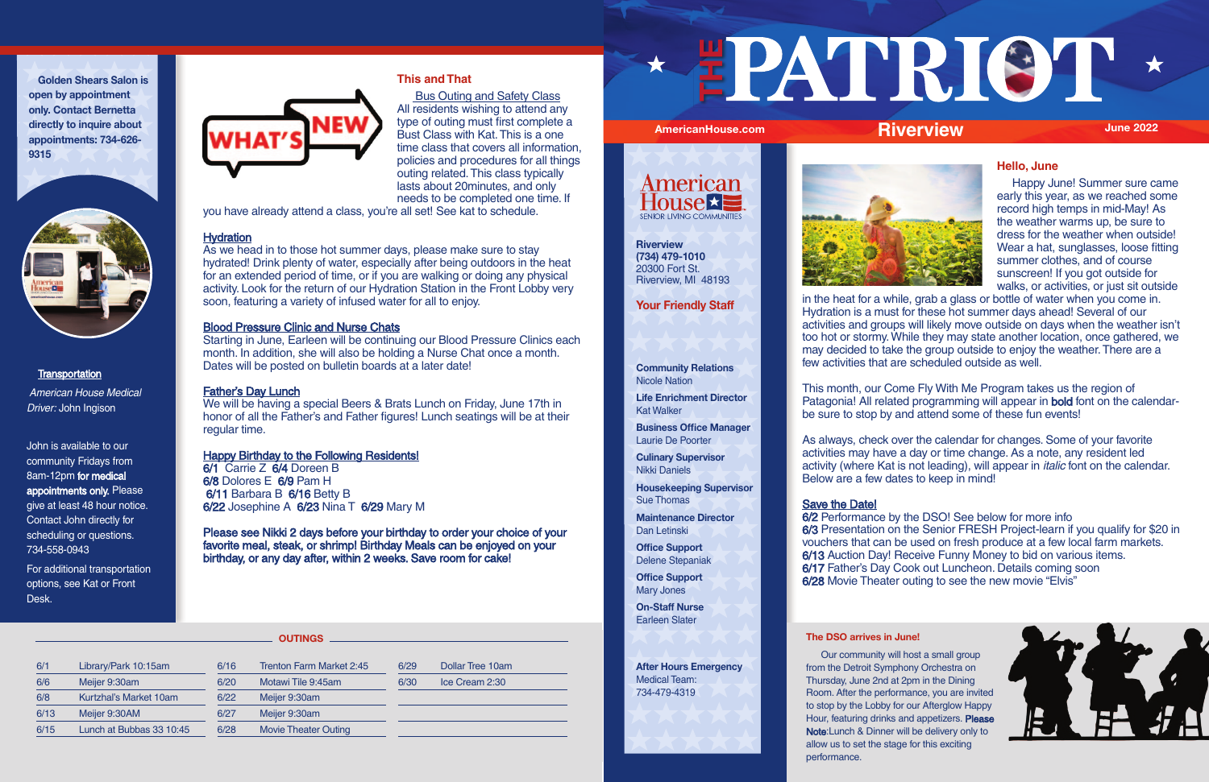# THE PATRIOT

AmericanHouse.com

## Riverview

June 2022

Golden Shears Salon is open by appointment only. Contact Bernetta directly to inquire about appointments: 734-626-9315

Transportation

*American House Medical Driver:* John Ingison

John is available to our community Fridays from 8am-12pm **for medical appointments only.** Please give at least 48 hour notice. Contact John directly for scheduling or questions. 734-558-0943

For additional transportation options, see Kat or Front Desk.

WHAT'S NEW

## This and That

Bus Outing and Safety Class

All residents wishing to attend any type of outing must first complete a Bust Class with Kat. This is a one time class that covers all information, policies and procedures for all things outing related. This class typically lasts about 20minutes, and only needs to be completed one time. If you have already attend a class, you're all set! See kat to schedule.

Hydration

As we head in to those hot summer days, please make sure to stay hydrated! Drink plenty of water, especially after being outdoors in the heat for an extended period of time, or if you are walking or doing any physical activity. Look for the return of our Hydration Station in the Front Lobby very soon, featuring a variety of infused water for all to enjoy.

Blood Pressure Clinic and Nurse Chats

Starting in June, Earleen will be continuing our Blood Pressure Clinics each month. In addition, she will also be holding a Nurse Chat once a month. Dates will be posted on bulletin boards at a later date!

Father's Day Lunch

We will be having a special Beers & Brats Lunch on Friday, June 17th in honor of all the Father's and Father figures! Lunch seatings will be at their regular time.

Happy Birthday to the Following Residents!

**6/1** Carrie Z **6/4** Doreen B
**6/8** Dolores E **6/9** Pam H
**6/11** Barbara B **6/16** Betty B
**6/22** Josephine A **6/23** Nina T **6/29** Mary M

**Please see Nikki 2 days before your birthday to order your choice of your favorite meal, steak, or shrimp! Birthday Meals can be enjoyed on your birthday, or any day after, within 2 weeks. Save room for cake!**

## OUTINGS

| | | | | | |
|---|---|---|---|---|---|
| 6/1 | Library/Park 10:15am | 6/16 | Trenton Farm Market 2:45 | 6/29 | Dollar Tree 10am |
| 6/6 | Meijer 9:30am | 6/20 | Motawi Tile 9:45am | 6/30 | Ice Cream 2:30 |
| 6/8 | Kurtzhal's Market 10am | 6/22 | Meijer 9:30am | | |
| 6/13 | Meijer 9:30AM | 6/27 | Meijer 9:30am | | |
| 6/15 | Lunch at Bubbas 33 10:45 | 6/28 | Movie Theater Outing | | |

American House SENIOR LIVING COMMUNITIES

**Riverview**
**(734) 479-1010**
20300 Fort St.
Riverview, MI 48193

## Your Friendly Staff

**Community Relations**
Nicole Nation

**Life Enrichment Director**
Kat Walker

**Business Office Manager**
Laurie De Poorter

**Culinary Supervisor**
Nikki Daniels

**Housekeeping Supervisor**
Sue Thomas

**Maintenance Director**
Dan Letinski

**Office Support**
Delene Stepaniak

**Office Support**
Mary Jones

**On-Staff Nurse**
Earleen Slater

**After Hours Emergency**
Medical Team:
734-479-4319

## Hello, June

Happy June! Summer sure came early this year, as we reached some record high temps in mid-May! As the weather warms up, be sure to dress for the weather when outside! Wear a hat, sunglasses, loose fitting summer clothes, and of course sunscreen! If you got outside for walks, or activities, or just sit outside in the heat for a while, grab a glass or bottle of water when you come in. Hydration is a must for these hot summer days ahead! Several of our activities and groups will likely move outside on days when the weather isn't too hot or stormy. While they may state another location, once gathered, we may decided to take the group outside to enjoy the weather. There are a few activities that are scheduled outside as well.

This month, our Come Fly With Me Program takes us the region of Patagonia! All related programming will appear in **bold** font on the calendar-be sure to stop by and attend some of these fun events!

As always, check over the calendar for changes. Some of your favorite activities may have a day or time change. As a note, any resident led activity (where Kat is not leading), will appear in *italic* font on the calendar. Below are a few dates to keep in mind!

Save the Date!

**6/2** Performance by the DSO! See below for more info
**6/3** Presentation on the Senior FRESH Project-learn if you qualify for $20 in vouchers that can be used on fresh produce at a few local farm markets.
**6/13** Auction Day! Receive Funny Money to bid on various items.
**6/17** Father's Day Cook out Luncheon. Details coming soon
**6/28** Movie Theater outing to see the new movie "Elvis"

### The DSO arrives in June!

Our community will host a small group from the Detroit Symphony Orchestra on Thursday, June 2nd at 2pm in the Dining Room. After the performance, you are invited to stop by the Lobby for our Afterglow Happy Hour, featuring drinks and appetizers. **Please Note**:Lunch & Dinner will be delivery only to allow us to set the stage for this exciting performance.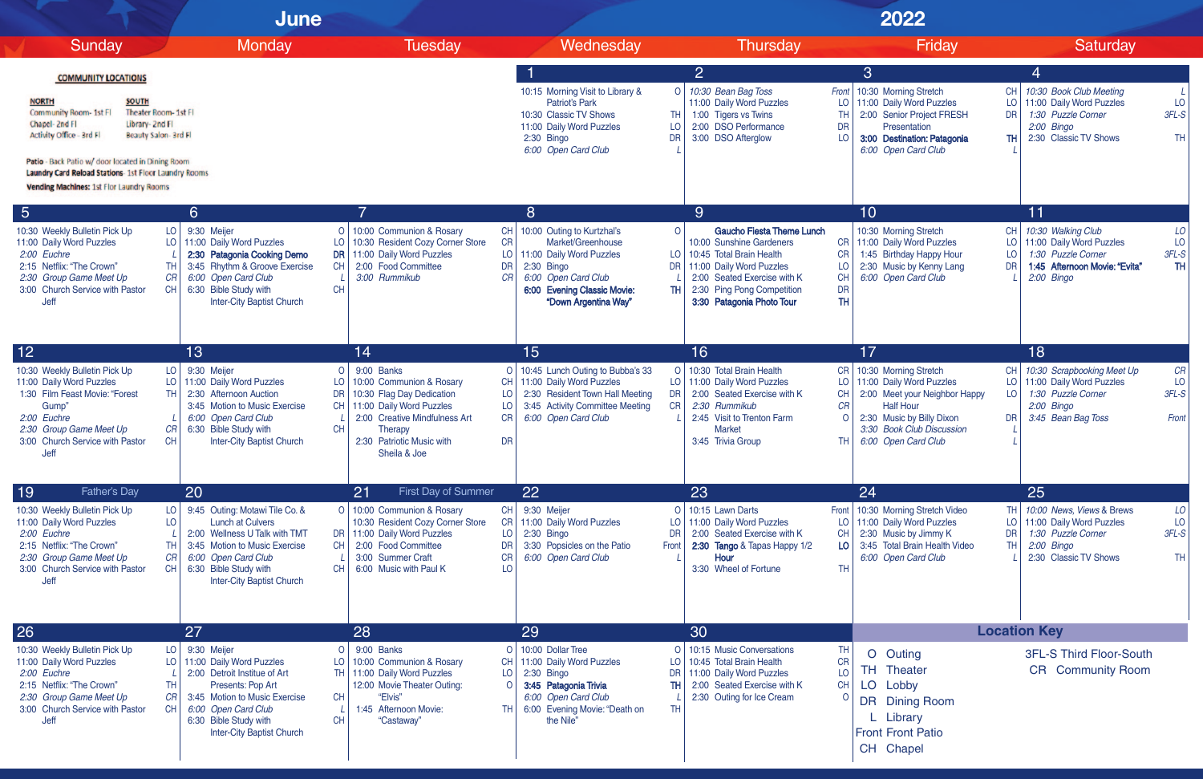# June 2022

**COMMUNITY LOCATIONS**

**NORTH**
Community Room- 1st Fl
Chapel- 2nd Fl
Activity Office - 3rd Fl

**SOUTH**
Theater Room- 1st Fl
Library- 2nd Fl
Beauty Salon- 3rd Fl

**Patio** - Back Patio w/ door located in Dining Room
**Laundry Card Reload Stations**- 1st Floor Laundry Rooms
**Vending Machines:** 1st Flor Laundry Rooms

| Sunday | Monday | Tuesday | Wednesday | Thursday | Friday | Saturday |
|---|---|---|---|---|---|---|
| | | | **1**<br>10:15 Morning Visit to Library & Patriot's Park — O<br>10:30 Classic TV Shows — TH<br>11:00 Daily Word Puzzles — LO<br>2:30 Bingo — DR<br>*6:00 Open Card Club* — L | **2**<br>*10:30 Bean Bag Toss* — Front<br>11:00 Daily Word Puzzles — LO<br>1:00 Tigers vs Twins — TH<br>2:00 DSO Performance — DR<br>3:00 DSO Afterglow — LO | **3**<br>10:30 Morning Stretch — CH<br>11:00 Daily Word Puzzles — LO<br>2:00 Senior Project FRESH Presentation — DR<br>**3:00 Destination: Patagonia** — TH<br>*6:00 Open Card Club* — L | **4**<br>*10:30 Book Club Meeting* — L<br>11:00 Daily Word Puzzles — LO<br>*1:30 Puzzle Corner* — 3FL-S<br>*2:00 Bingo*<br>2:30 Classic TV Shows — TH |
| **5**<br>10:30 Weekly Bulletin Pick Up — LO<br>11:00 Daily Word Puzzles — LO<br>*2:00 Euchre* — L<br>2:15 Netflix: "The Crown" — TH<br>*2:30 Group Game Meet Up* — CR<br>3:00 Church Service with Pastor Jeff — CH | **6**<br>9:30 Meijer — O<br>11:00 Daily Word Puzzles — LO<br>**2:30 Patagonia Cooking Demo** — DR<br>3:45 Rhythm & Groove Exercise — CH<br>*6:00 Open Card Club* — L<br>6:30 Bible Study with Inter-City Baptist Church — CH | **7**<br>10:00 Communion & Rosary — CH<br>10:30 Resident Cozy Corner Store — CR<br>11:00 Daily Word Puzzles — LO<br>2:00 Food Committee — DR<br>*3:00 Rummikub* — CR | **8**<br>10:00 Outing to Kurtzhal's Market/Greenhouse — O<br>11:00 Daily Word Puzzles — LO<br>2:30 Bingo — DR<br>*6:00 Open Card Club* — L<br>**6:00 Evening Classic Movie: "Down Argentina Way"** — TH | **9**<br>**Gaucho Fiesta Theme Lunch**<br>10:00 Sunshine Gardeners — CR<br>10:45 Total Brain Health — CR<br>11:00 Daily Word Puzzles — LO<br>2:00 Seated Exercise with K — CH<br>2:30 Ping Pong Competition — DR<br>**3:30 Patagonia Photo Tour** — TH | **10**<br>10:30 Morning Stretch — CH<br>11:00 Daily Word Puzzles — LO<br>1:45 Birthday Happy Hour — LO<br>2:30 Music by Kenny Lang — DR<br>*6:00 Open Card Club* — L | **11**<br>*10:30 Walking Club* — LO<br>11:00 Daily Word Puzzles — LO<br>*1:30 Puzzle Corner* — 3FL-S<br>**1:45 Afternoon Movie: "Evita"** — TH<br>*2:00 Bingo* |
| **12**<br>10:30 Weekly Bulletin Pick Up — LO<br>11:00 Daily Word Puzzles — LO<br>1:30 Film Feast Movie: "Forest Gump" — TH<br>*2:00 Euchre* — L<br>*2:30 Group Game Meet Up* — CR<br>3:00 Church Service with Pastor Jeff — CH | **13**<br>9:30 Meijer — O<br>11:00 Daily Word Puzzles — LO<br>2:30 Afternoon Auction — DR<br>3:45 Motion to Music Exercise — CH<br>*6:00 Open Card Club* — L<br>6:30 Bible Study with Inter-City Baptist Church — CH | **14**<br>9:00 Banks — O<br>10:00 Communion & Rosary — CH<br>10:30 Flag Day Dedication — LO<br>11:00 Daily Word Puzzles — LO<br>2:00 Creative Mindfulness Art Therapy — CR<br>2:30 Patriotic Music with Sheila & Joe — DR | **15**<br>10:45 Lunch Outing to Bubba's 33 — O<br>11:00 Daily Word Puzzles — LO<br>2:30 Resident Town Hall Meeting — DR<br>3:45 Activity Committee Meeting — CR<br>*6:00 Open Card Club* — L | **16**<br>10:30 Total Brain Health — CR<br>11:00 Daily Word Puzzles — LO<br>2:00 Seated Exercise with K — CH<br>*2:30 Rummikub* — CR<br>2:45 Visit to Trenton Farm Market — O<br>3:45 Trivia Group — TH | **17**<br>10:30 Morning Stretch — CH<br>11:00 Daily Word Puzzles — LO<br>2:00 Meet your Neighbor Happy Half Hour — LO<br>2:30 Music by Billy Dixon — DR<br>*3:30 Book Club Discussion* — L<br>*6:00 Open Card Club* — L | **18**<br>*10:30 Scrapbooking Meet Up* — CR<br>11:00 Daily Word Puzzles — LO<br>*1:30 Puzzle Corner* — 3FL-S<br>*2:00 Bingo*<br>*3:45 Bean Bag Toss* — Front |
| **19** Father's Day<br>10:30 Weekly Bulletin Pick Up — LO<br>11:00 Daily Word Puzzles — LO<br>*2:00 Euchre* — L<br>2:15 Netflix: "The Crown" — TH<br>*2:30 Group Game Meet Up* — CR<br>3:00 Church Service with Pastor Jeff — CH | **20**<br>9:45 Outing: Motawi Tile Co. & Lunch at Culvers — O<br>2:00 Wellness U Talk with TMT — DR<br>3:45 Motion to Music Exercise — CH<br>*6:00 Open Card Club* — L<br>6:30 Bible Study with Inter-City Baptist Church — CH | **21** First Day of Summer<br>10:00 Communion & Rosary — CH<br>10:30 Resident Cozy Corner Store — CR<br>11:00 Daily Word Puzzles — LO<br>2:00 Food Committee — DR<br>3:00 Summer Craft — CR<br>6:00 Music with Paul K — LO | **22**<br>9:30 Meijer — O<br>11:00 Daily Word Puzzles — LO<br>2:30 Bingo — DR<br>3:30 Popsicles on the Patio — Front<br>*6:00 Open Card Club* — L | **23**<br>10:15 Lawn Darts — Front<br>11:00 Daily Word Puzzles — LO<br>2:00 Seated Exercise with K — CH<br>**2:30 Tango** & Tapas Happy 1/2 Hour — LO<br>3:30 Wheel of Fortune — TH | **24**<br>10:30 Morning Stretch Video — TH<br>11:00 Daily Word Puzzles — LO<br>2:30 Music by Jimmy K — DR<br>3:45 Total Brain Health Video — TH<br>*6:00 Open Card Club* — L | **25**<br>*10:00 News, Views & Brews* — LO<br>11:00 Daily Word Puzzles — LO<br>*1:30 Puzzle Corner* — 3FL-S<br>*2:00 Bingo*<br>2:30 Classic TV Shows — TH |
| **26**<br>10:30 Weekly Bulletin Pick Up — LO<br>11:00 Daily Word Puzzles — LO<br>*2:00 Euchre* — L<br>2:15 Netflix: "The Crown" — TH<br>*2:30 Group Game Meet Up* — CR<br>3:00 Church Service with Pastor Jeff — CH | **27**<br>9:30 Meijer — O<br>11:00 Daily Word Puzzles — LO<br>2:00 Detroit Institue of Art Presents: Pop Art — TH<br>3:45 Motion to Music Exercise — CH<br>*6:00 Open Card Club* — L<br>6:30 Bible Study with Inter-City Baptist Church — CH | **28**<br>9:00 Banks — O<br>10:00 Communion & Rosary — CH<br>11:00 Daily Word Puzzles — LO<br>12:00 Movie Theater Outing: "Elvis" — O<br>1:45 Afternoon Movie: "Castaway" — TH | **29**<br>10:00 Dollar Tree — O<br>11:00 Daily Word Puzzles — LO<br>2:30 Bingo — DR<br>**3:45 Patagonia Trivia** — TH<br>*6:00 Open Card Club* — L<br>6:00 Evening Movie: "Death on the Nile" — TH | **30**<br>10:15 Music Conversations — TH<br>10:45 Total Brain Health — CR<br>11:00 Daily Word Puzzles — LO<br>2:00 Seated Exercise with K — CH<br>2:30 Outing for Ice Cream — O | | |

## Location Key

- O Outing
- TH Theater
- LO Lobby
- DR Dining Room
- L Library
- Front Front Patio
- CH Chapel
- 3FL-S Third Floor-South
- CR Community Room